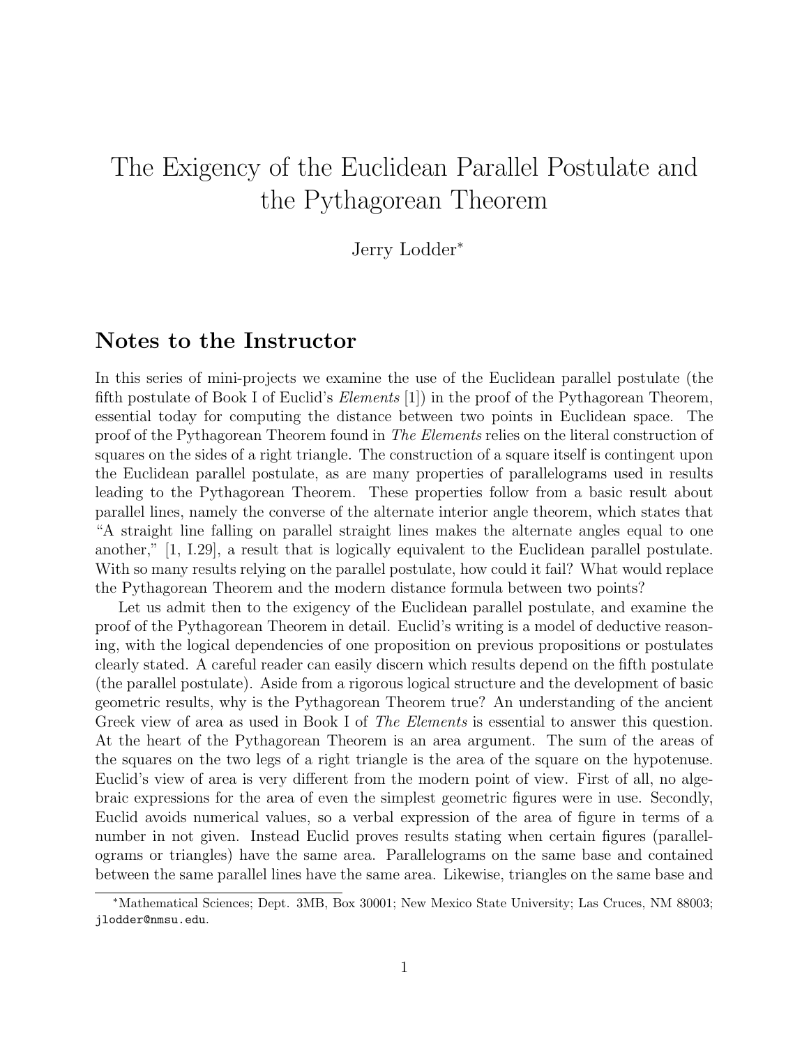# The Exigency of the Euclidean Parallel Postulate and the Pythagorean Theorem

Jerry Lodder*

## Notes to the Instructor

In this series of mini-projects we examine the use of the Euclidean parallel postulate (the fifth postulate of Book I of Euclid's *Elements* [1]) in the proof of the Pythagorean Theorem, essential today for computing the distance between two points in Euclidean space. The proof of the Pythagorean Theorem found in *The Elements* relies on the literal construction of squares on the sides of a right triangle. The construction of a square itself is contingent upon the Euclidean parallel postulate, as are many properties of parallelograms used in results leading to the Pythagorean Theorem. These properties follow from a basic result about parallel lines, namely the converse of the alternate interior angle theorem, which states that "A straight line falling on parallel straight lines makes the alternate angles equal to one another," [1, I.29], a result that is logically equivalent to the Euclidean parallel postulate. With so many results relying on the parallel postulate, how could it fail? What would replace the Pythagorean Theorem and the modern distance formula between two points?

Let us admit then to the exigency of the Euclidean parallel postulate, and examine the proof of the Pythagorean Theorem in detail. Euclid's writing is a model of deductive reasoning, with the logical dependencies of one proposition on previous propositions or postulates clearly stated. A careful reader can easily discern which results depend on the fifth postulate (the parallel postulate). Aside from a rigorous logical structure and the development of basic geometric results, why is the Pythagorean Theorem true? An understanding of the ancient Greek view of area as used in Book I of *The Elements* is essential to answer this question. At the heart of the Pythagorean Theorem is an area argument. The sum of the areas of the squares on the two legs of a right triangle is the area of the square on the hypotenuse. Euclid's view of area is very different from the modern point of view. First of all, no algebraic expressions for the area of even the simplest geometric figures were in use. Secondly, Euclid avoids numerical values, so a verbal expression of the area of figure in terms of a number in not given. Instead Euclid proves results stating when certain figures (parallelograms or triangles) have the same area. Parallelograms on the same base and contained between the same parallel lines have the same area. Likewise, triangles on the same base and

*Mathematical Sciences; Dept. 3MB, Box 30001; New Mexico State University; Las Cruces, NM 88003; jlodder@nmsu.edu.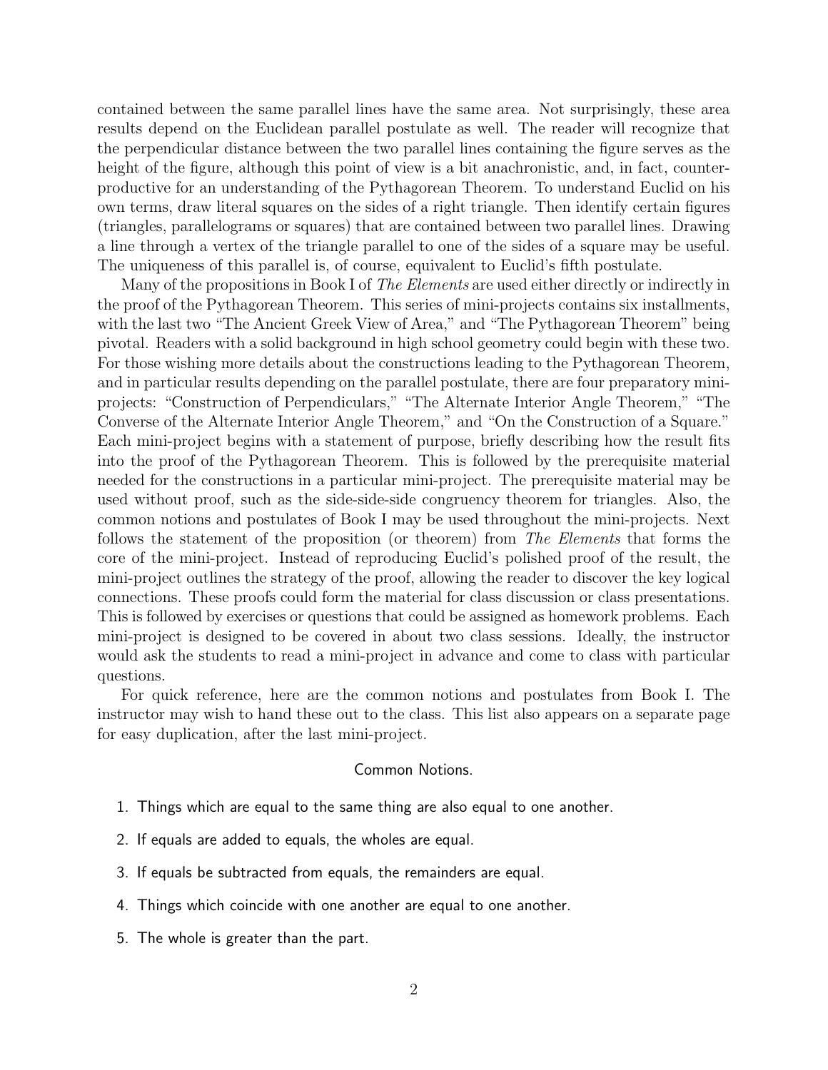contained between the same parallel lines have the same area. Not surprisingly, these area results depend on the Euclidean parallel postulate as well. The reader will recognize that the perpendicular distance between the two parallel lines containing the figure serves as the height of the figure, although this point of view is a bit anachronistic, and, in fact, counterproductive for an understanding of the Pythagorean Theorem. To understand Euclid on his own terms, draw literal squares on the sides of a right triangle. Then identify certain figures (triangles, parallelograms or squares) that are contained between two parallel lines. Drawing a line through a vertex of the triangle parallel to one of the sides of a square may be useful. The uniqueness of this parallel is, of course, equivalent to Euclid's fifth postulate.

Many of the propositions in Book I of *The Elements* are used either directly or indirectly in the proof of the Pythagorean Theorem. This series of mini-projects contains six installments, with the last two "The Ancient Greek View of Area," and "The Pythagorean Theorem" being pivotal. Readers with a solid background in high school geometry could begin with these two. For those wishing more details about the constructions leading to the Pythagorean Theorem, and in particular results depending on the parallel postulate, there are four preparatory mini-projects: "Construction of Perpendiculars," "The Alternate Interior Angle Theorem," "The Converse of the Alternate Interior Angle Theorem," and "On the Construction of a Square." Each mini-project begins with a statement of purpose, briefly describing how the result fits into the proof of the Pythagorean Theorem. This is followed by the prerequisite material needed for the constructions in a particular mini-project. The prerequisite material may be used without proof, such as the side-side-side congruency theorem for triangles. Also, the common notions and postulates of Book I may be used throughout the mini-projects. Next follows the statement of the proposition (or theorem) from *The Elements* that forms the core of the mini-project. Instead of reproducing Euclid's polished proof of the result, the mini-project outlines the strategy of the proof, allowing the reader to discover the key logical connections. These proofs could form the material for class discussion or class presentations. This is followed by exercises or questions that could be assigned as homework problems. Each mini-project is designed to be covered in about two class sessions. Ideally, the instructor would ask the students to read a mini-project in advance and come to class with particular questions.

For quick reference, here are the common notions and postulates from Book I. The instructor may wish to hand these out to the class. This list also appears on a separate page for easy duplication, after the last mini-project.

### Common Notions.

1. Things which are equal to the same thing are also equal to one another.
2. If equals are added to equals, the wholes are equal.
3. If equals be subtracted from equals, the remainders are equal.
4. Things which coincide with one another are equal to one another.
5. The whole is greater than the part.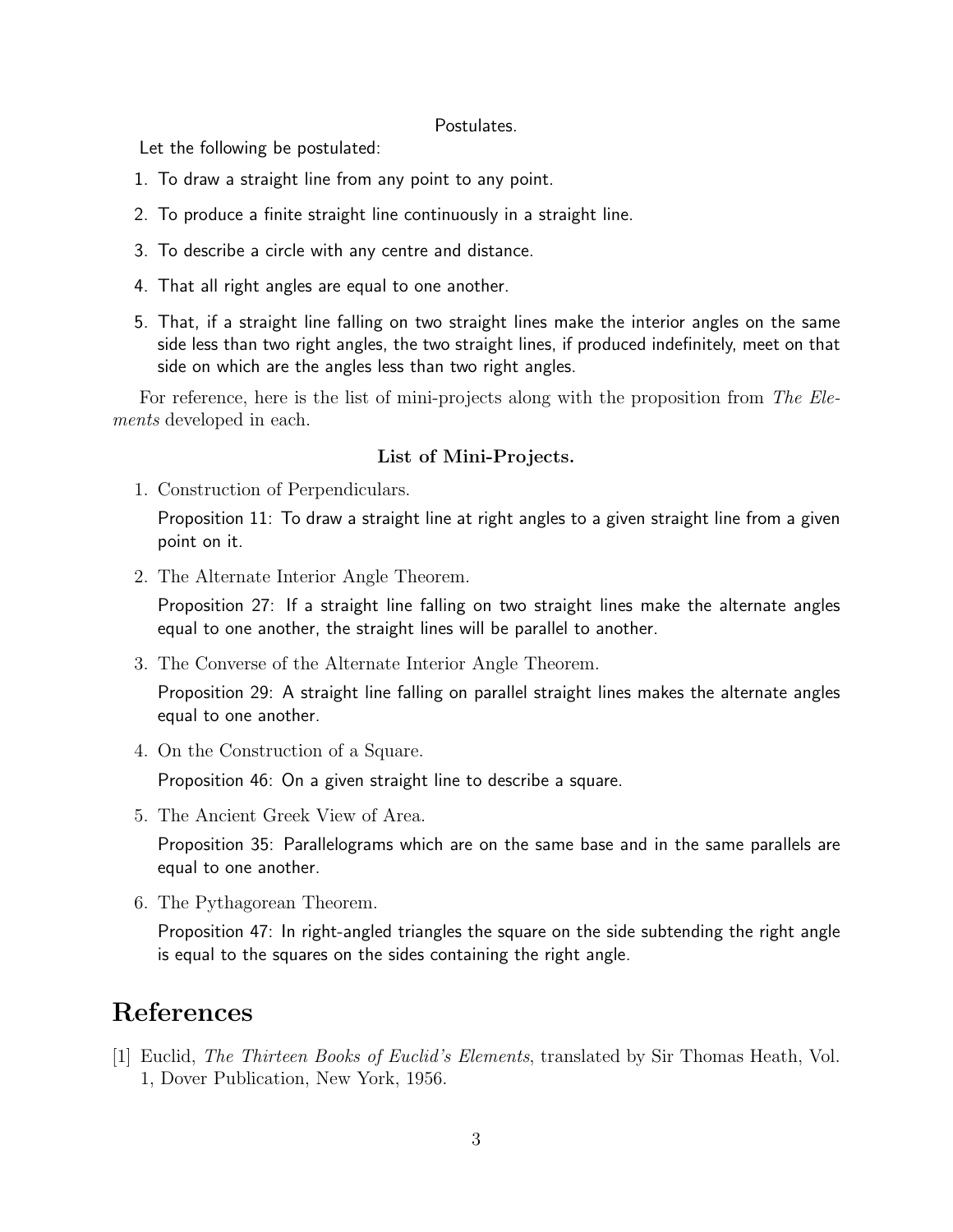Postulates.

Let the following be postulated:

1. To draw a straight line from any point to any point.
2. To produce a finite straight line continuously in a straight line.
3. To describe a circle with any centre and distance.
4. That all right angles are equal to one another.
5. That, if a straight line falling on two straight lines make the interior angles on the same side less than two right angles, the two straight lines, if produced indefinitely, meet on that side on which are the angles less than two right angles.

For reference, here is the list of mini-projects along with the proposition from *The Elements* developed in each.

**List of Mini-Projects.**

1. Construction of Perpendiculars.

   Proposition 11: To draw a straight line at right angles to a given straight line from a given point on it.

2. The Alternate Interior Angle Theorem.

   Proposition 27: If a straight line falling on two straight lines make the alternate angles equal to one another, the straight lines will be parallel to another.

3. The Converse of the Alternate Interior Angle Theorem.

   Proposition 29: A straight line falling on parallel straight lines makes the alternate angles equal to one another.

4. On the Construction of a Square.

   Proposition 46: On a given straight line to describe a square.

5. The Ancient Greek View of Area.

   Proposition 35: Parallelograms which are on the same base and in the same parallels are equal to one another.

6. The Pythagorean Theorem.

   Proposition 47: In right-angled triangles the square on the side subtending the right angle is equal to the squares on the sides containing the right angle.

# References

[1] Euclid, *The Thirteen Books of Euclid's Elements*, translated by Sir Thomas Heath, Vol. 1, Dover Publication, New York, 1956.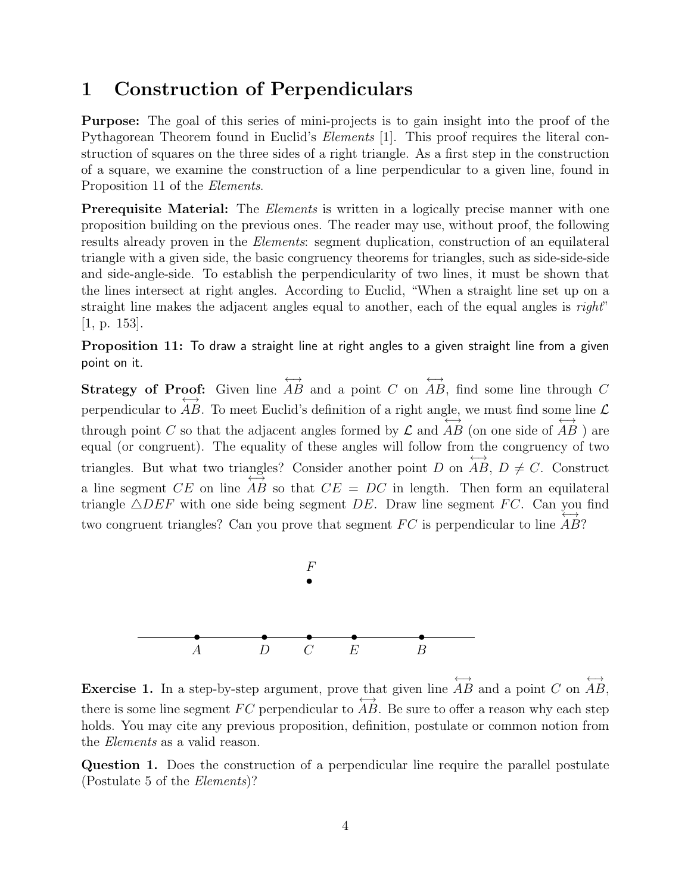# 1 Construction of Perpendiculars

**Purpose:** The goal of this series of mini-projects is to gain insight into the proof of the Pythagorean Theorem found in Euclid's *Elements* [1]. This proof requires the literal construction of squares on the three sides of a right triangle. As a first step in the construction of a square, we examine the construction of a line perpendicular to a given line, found in Proposition 11 of the *Elements*.

**Prerequisite Material:** The *Elements* is written in a logically precise manner with one proposition building on the previous ones. The reader may use, without proof, the following results already proven in the *Elements*: segment duplication, construction of an equilateral triangle with a given side, the basic congruency theorems for triangles, such as side-side-side and side-angle-side. To establish the perpendicularity of two lines, it must be shown that the lines intersect at right angles. According to Euclid, "When a straight line set up on a straight line makes the adjacent angles equal to another, each of the equal angles is *right*" [1, p. 153].

**Proposition 11:** To draw a straight line at right angles to a given straight line from a given point on it.

**Strategy of Proof:** Given line $\overleftrightarrow{AB}$ and a point $C$ on $\overleftrightarrow{AB}$, find some line through $C$ perpendicular to $\overleftrightarrow{AB}$. To meet Euclid's definition of a right angle, we must find some line $\mathcal{L}$ through point $C$ so that the adjacent angles formed by $\mathcal{L}$ and $\overleftrightarrow{AB}$ (on one side of $\overleftrightarrow{AB}$ ) are equal (or congruent). The equality of these angles will follow from the congruency of two triangles. But what two triangles? Consider another point $D$ on $\overleftrightarrow{AB}$, $D \neq C$. Construct a line segment $CE$ on line $\overleftrightarrow{AB}$ so that $CE = DC$ in length. Then form an equilateral triangle $\triangle DEF$ with one side being segment $DE$. Draw line segment $FC$. Can you find two congruent triangles? Can you prove that segment $FC$ is perpendicular to line $\overleftrightarrow{AB}$?

**Exercise 1.** In a step-by-step argument, prove that given line $\overleftrightarrow{AB}$ and a point $C$ on $\overleftrightarrow{AB}$, there is some line segment $FC$ perpendicular to $\overleftrightarrow{AB}$. Be sure to offer a reason why each step holds. You may cite any previous proposition, definition, postulate or common notion from the *Elements* as a valid reason.

**Question 1.** Does the construction of a perpendicular line require the parallel postulate (Postulate 5 of the *Elements*)?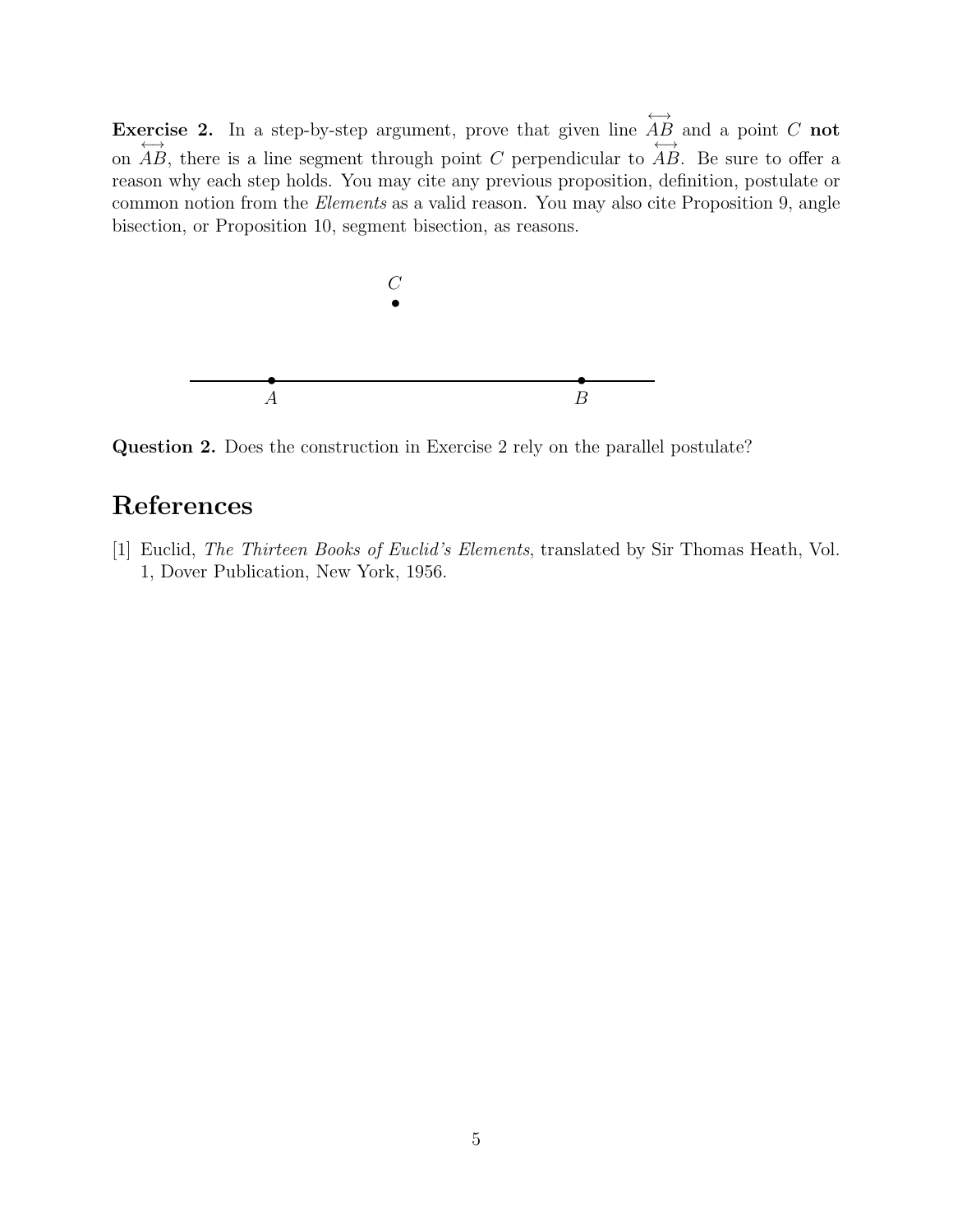**Exercise 2.** In a step-by-step argument, prove that given line $\overleftrightarrow{AB}$ and a point $C$ **not** on $\overleftrightarrow{AB}$, there is a line segment through point $C$ perpendicular to $\overleftrightarrow{AB}$. Be sure to offer a reason why each step holds. You may cite any previous proposition, definition, postulate or common notion from the *Elements* as a valid reason. You may also cite Proposition 9, angle bisection, or Proposition 10, segment bisection, as reasons.

**Question 2.** Does the construction in Exercise 2 rely on the parallel postulate?

# References

[1] Euclid, *The Thirteen Books of Euclid's Elements*, translated by Sir Thomas Heath, Vol. 1, Dover Publication, New York, 1956.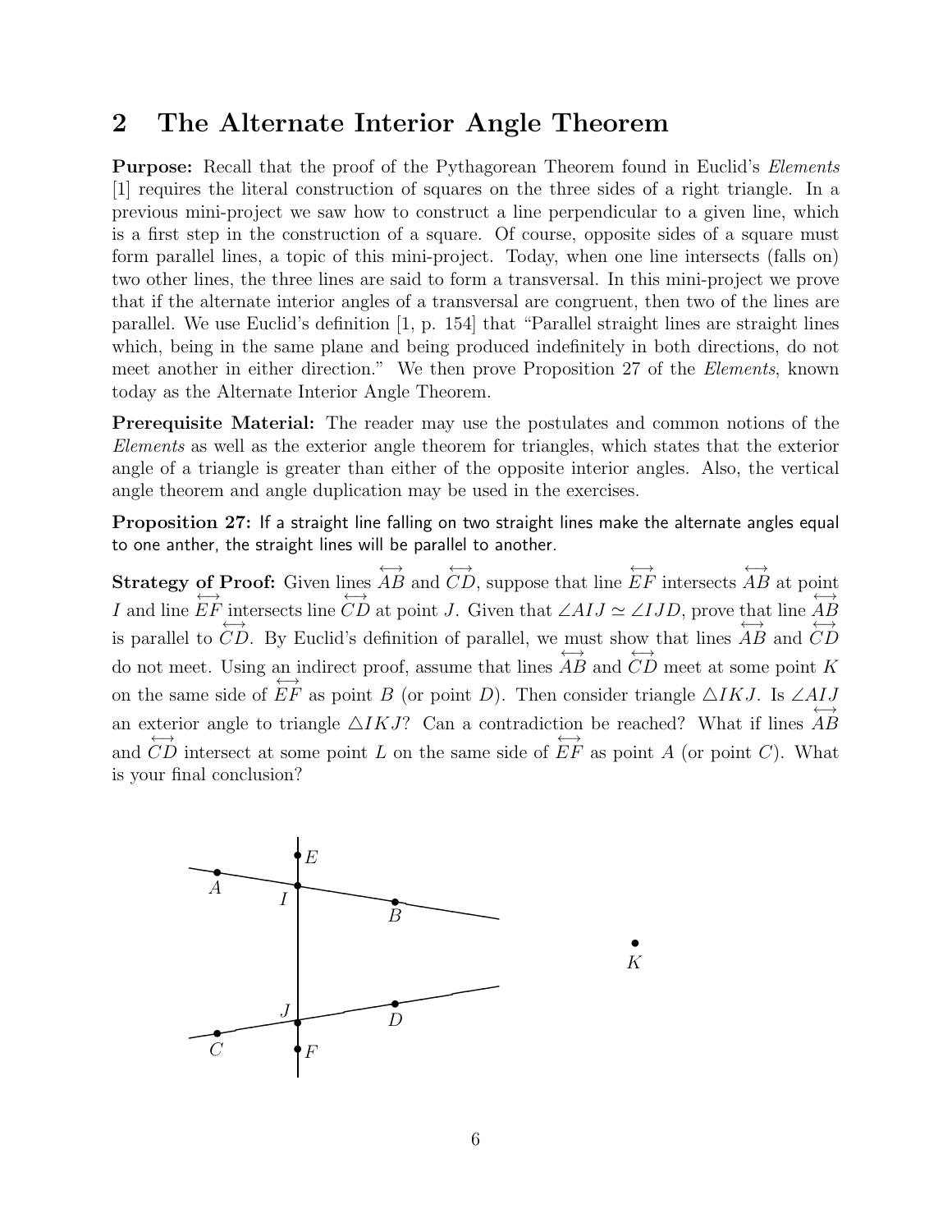## 2 The Alternate Interior Angle Theorem

**Purpose:** Recall that the proof of the Pythagorean Theorem found in Euclid's *Elements* [1] requires the literal construction of squares on the three sides of a right triangle. In a previous mini-project we saw how to construct a line perpendicular to a given line, which is a first step in the construction of a square. Of course, opposite sides of a square must form parallel lines, a topic of this mini-project. Today, when one line intersects (falls on) two other lines, the three lines are said to form a transversal. In this mini-project we prove that if the alternate interior angles of a transversal are congruent, then two of the lines are parallel. We use Euclid's definition [1, p. 154] that "Parallel straight lines are straight lines which, being in the same plane and being produced indefinitely in both directions, do not meet another in either direction." We then prove Proposition 27 of the *Elements*, known today as the Alternate Interior Angle Theorem.

**Prerequisite Material:** The reader may use the postulates and common notions of the *Elements* as well as the exterior angle theorem for triangles, which states that the exterior angle of a triangle is greater than either of the opposite interior angles. Also, the vertical angle theorem and angle duplication may be used in the exercises.

**Proposition 27:** If a straight line falling on two straight lines make the alternate angles equal to one anther, the straight lines will be parallel to another.

**Strategy of Proof:** Given lines $\overleftrightarrow{AB}$ and $\overleftrightarrow{CD}$, suppose that line $\overleftrightarrow{EF}$ intersects $\overleftrightarrow{AB}$ at point $I$ and line $\overleftrightarrow{EF}$ intersects line $\overleftrightarrow{CD}$ at point $J$. Given that $\angle AIJ \simeq \angle IJD$, prove that line $\overleftrightarrow{AB}$ is parallel to $\overleftrightarrow{CD}$. By Euclid's definition of parallel, we must show that lines $\overleftrightarrow{AB}$ and $\overleftrightarrow{CD}$ do not meet. Using an indirect proof, assume that lines $\overleftrightarrow{AB}$ and $\overleftrightarrow{CD}$ meet at some point $K$ on the same side of $\overleftrightarrow{EF}$ as point $B$ (or point $D$). Then consider triangle $\triangle IKJ$. Is $\angle AIJ$ an exterior angle to triangle $\triangle IKJ$? Can a contradiction be reached? What if lines $\overleftrightarrow{AB}$ and $\overleftrightarrow{CD}$ intersect at some point $L$ on the same side of $\overleftrightarrow{EF}$ as point $A$ (or point $C$). What is your final conclusion?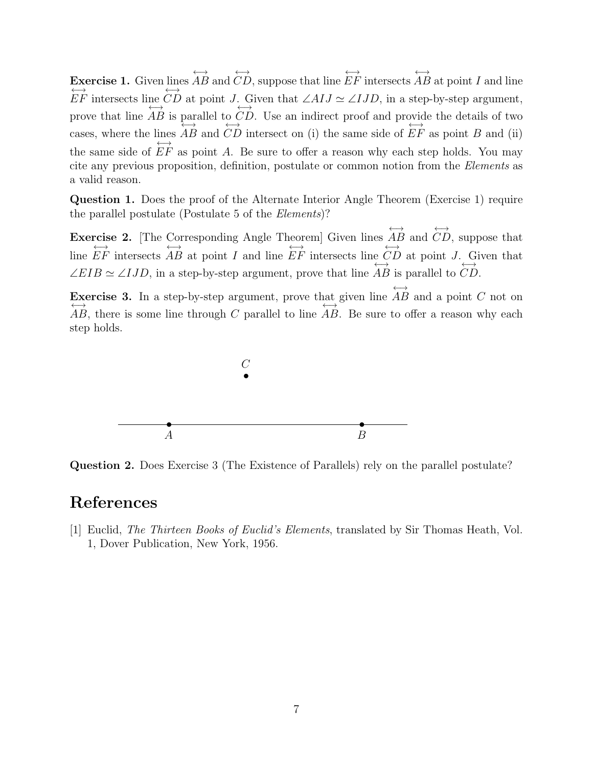**Exercise 1.** Given lines $\overleftrightarrow{AB}$ and $\overleftrightarrow{CD}$, suppose that line $\overleftrightarrow{EF}$ intersects $\overleftrightarrow{AB}$ at point $I$ and line $\overleftrightarrow{EF}$ intersects line $\overleftrightarrow{CD}$ at point $J$. Given that $\angle AIJ \simeq \angle IJD$, in a step-by-step argument, prove that line $\overleftrightarrow{AB}$ is parallel to $\overleftrightarrow{CD}$. Use an indirect proof and provide the details of two cases, where the lines $\overleftrightarrow{AB}$ and $\overleftrightarrow{CD}$ intersect on (i) the same side of $\overleftrightarrow{EF}$ as point $B$ and (ii) the same side of $\overleftrightarrow{EF}$ as point $A$. Be sure to offer a reason why each step holds. You may cite any previous proposition, definition, postulate or common notion from the *Elements* as a valid reason.

**Question 1.** Does the proof of the Alternate Interior Angle Theorem (Exercise 1) require the parallel postulate (Postulate 5 of the *Elements*)?

**Exercise 2.** [The Corresponding Angle Theorem] Given lines $\overleftrightarrow{AB}$ and $\overleftrightarrow{CD}$, suppose that line $\overleftrightarrow{EF}$ intersects $\overleftrightarrow{AB}$ at point $I$ and line $\overleftrightarrow{EF}$ intersects line $\overleftrightarrow{CD}$ at point $J$. Given that $\angle EIB \simeq \angle IJD$, in a step-by-step argument, prove that line $\overleftrightarrow{AB}$ is parallel to $\overleftrightarrow{CD}$.

**Exercise 3.** In a step-by-step argument, prove that given line $\overleftrightarrow{AB}$ and a point $C$ not on $\overleftrightarrow{AB}$, there is some line through $C$ parallel to line $\overleftrightarrow{AB}$. Be sure to offer a reason why each step holds.

**Question 2.** Does Exercise 3 (The Existence of Parallels) rely on the parallel postulate?

# References

[1] Euclid, *The Thirteen Books of Euclid's Elements*, translated by Sir Thomas Heath, Vol. 1, Dover Publication, New York, 1956.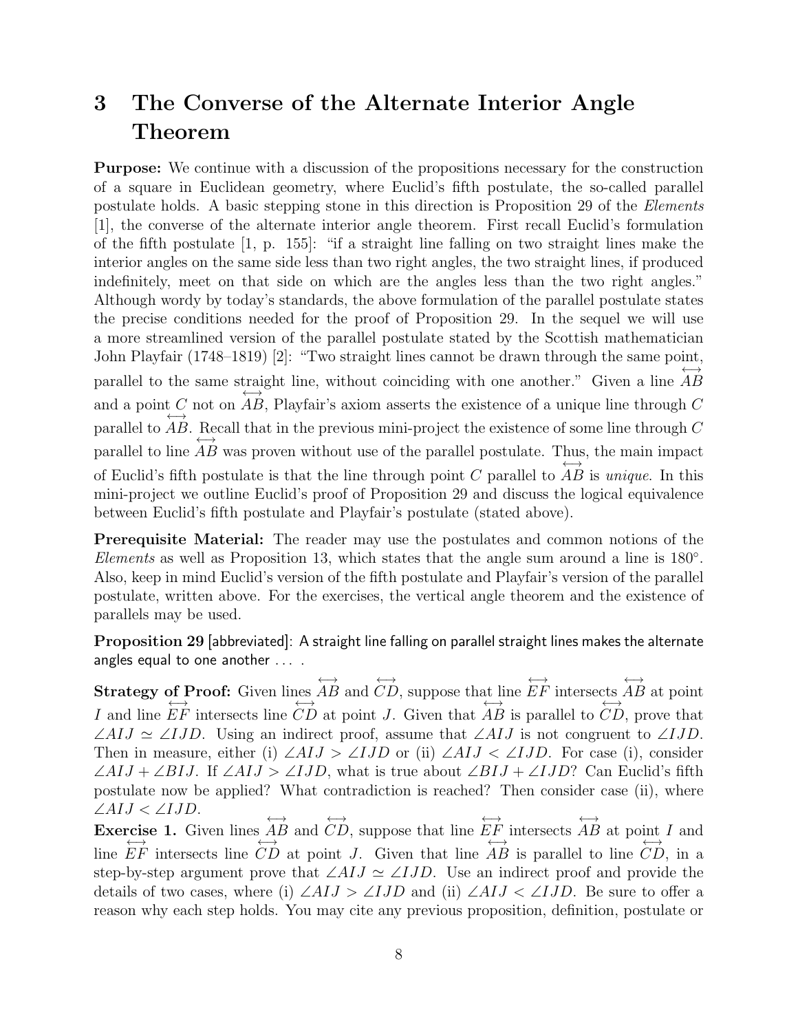# 3 The Converse of the Alternate Interior Angle Theorem

**Purpose:** We continue with a discussion of the propositions necessary for the construction of a square in Euclidean geometry, where Euclid's fifth postulate, the so-called parallel postulate holds. A basic stepping stone in this direction is Proposition 29 of the *Elements* [1], the converse of the alternate interior angle theorem. First recall Euclid's formulation of the fifth postulate [1, p. 155]: "if a straight line falling on two straight lines make the interior angles on the same side less than two right angles, the two straight lines, if produced indefinitely, meet on that side on which are the angles less than the two right angles." Although wordy by today's standards, the above formulation of the parallel postulate states the precise conditions needed for the proof of Proposition 29. In the sequel we will use a more streamlined version of the parallel postulate stated by the Scottish mathematician John Playfair (1748–1819) [2]: "Two straight lines cannot be drawn through the same point, parallel to the same straight line, without coinciding with one another." Given a line $\overleftrightarrow{AB}$ and a point $C$ not on $\overleftrightarrow{AB}$, Playfair's axiom asserts the existence of a unique line through $C$ parallel to $\overleftrightarrow{AB}$. Recall that in the previous mini-project the existence of some line through $C$ parallel to line $\overleftrightarrow{AB}$ was proven without use of the parallel postulate. Thus, the main impact of Euclid's fifth postulate is that the line through point $C$ parallel to $\overleftrightarrow{AB}$ is *unique*. In this mini-project we outline Euclid's proof of Proposition 29 and discuss the logical equivalence between Euclid's fifth postulate and Playfair's postulate (stated above).

**Prerequisite Material:** The reader may use the postulates and common notions of the *Elements* as well as Proposition 13, which states that the angle sum around a line is 180°. Also, keep in mind Euclid's version of the fifth postulate and Playfair's version of the parallel postulate, written above. For the exercises, the vertical angle theorem and the existence of parallels may be used.

**Proposition 29** [abbreviated]: A straight line falling on parallel straight lines makes the alternate angles equal to one another . . . .

**Strategy of Proof:** Given lines $\overleftrightarrow{AB}$ and $\overleftrightarrow{CD}$, suppose that line $\overleftrightarrow{EF}$ intersects $\overleftrightarrow{AB}$ at point $I$ and line $\overleftrightarrow{EF}$ intersects line $\overleftrightarrow{CD}$ at point $J$. Given that $\overleftrightarrow{AB}$ is parallel to $\overleftrightarrow{CD}$, prove that $\angle AIJ \simeq \angle IJD$. Using an indirect proof, assume that $\angle AIJ$ is not congruent to $\angle IJD$. Then in measure, either (i) $\angle AIJ > \angle IJD$ or (ii) $\angle AIJ < \angle IJD$. For case (i), consider $\angle AIJ + \angle BIJ$. If $\angle AIJ > \angle IJD$, what is true about $\angle BIJ + \angle IJD$? Can Euclid's fifth postulate now be applied? What contradiction is reached? Then consider case (ii), where $\angle AIJ < \angle IJD$.

**Exercise 1.** Given lines $\overleftrightarrow{AB}$ and $\overleftrightarrow{CD}$, suppose that line $\overleftrightarrow{EF}$ intersects $\overleftrightarrow{AB}$ at point $I$ and line $\overleftrightarrow{EF}$ intersects line $\overleftrightarrow{CD}$ at point $J$. Given that line $\overleftrightarrow{AB}$ is parallel to line $\overleftrightarrow{CD}$, in a step-by-step argument prove that $\angle AIJ \simeq \angle IJD$. Use an indirect proof and provide the details of two cases, where (i) $\angle AIJ > \angle IJD$ and (ii) $\angle AIJ < \angle IJD$. Be sure to offer a reason why each step holds. You may cite any previous proposition, definition, postulate or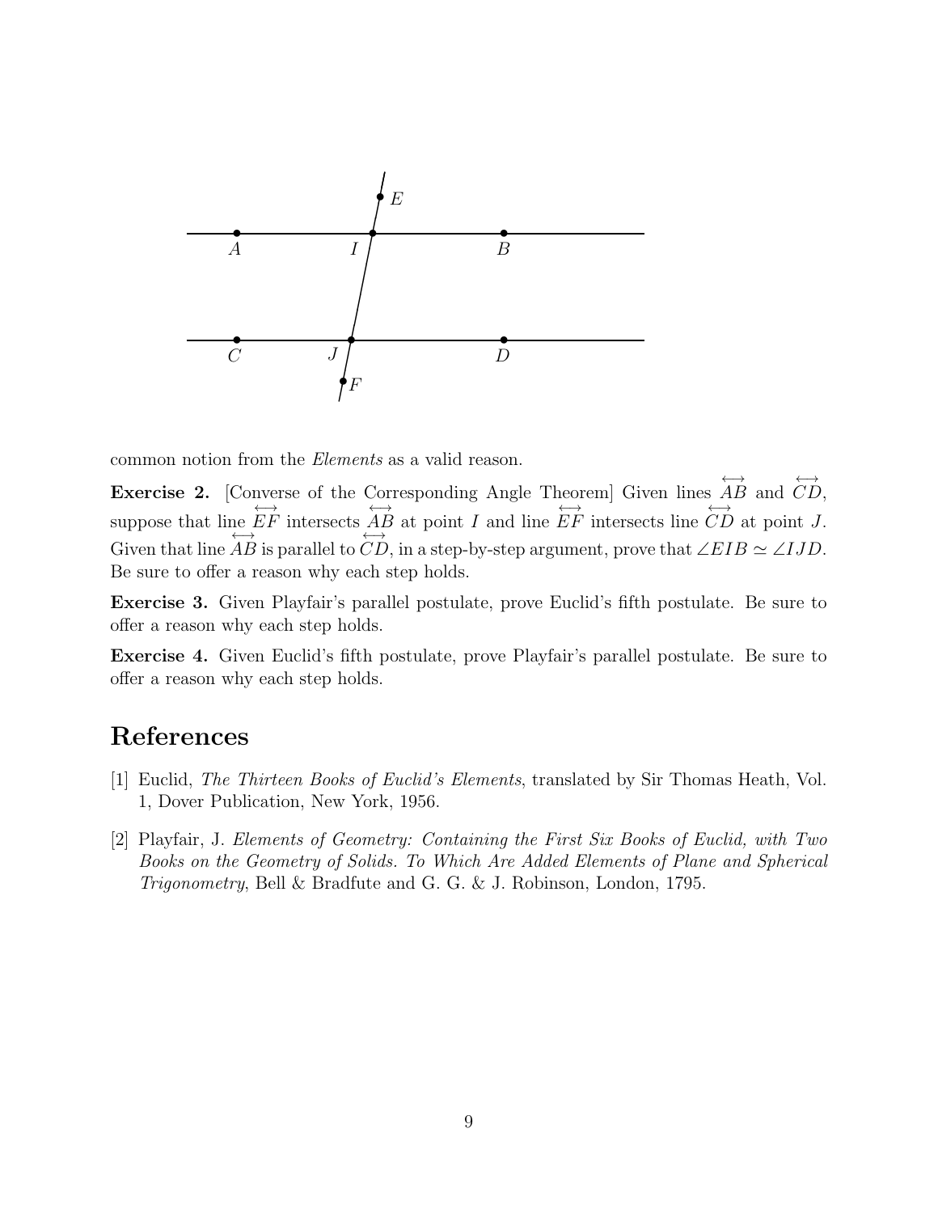common notion from the *Elements* as a valid reason.

**Exercise 2.** [Converse of the Corresponding Angle Theorem] Given lines $\overleftrightarrow{AB}$ and $\overleftrightarrow{CD}$, suppose that line $\overleftrightarrow{EF}$ intersects $\overleftrightarrow{AB}$ at point $I$ and line $\overleftrightarrow{EF}$ intersects line $\overleftrightarrow{CD}$ at point $J$. Given that line $\overleftrightarrow{AB}$ is parallel to $\overleftrightarrow{CD}$, in a step-by-step argument, prove that $\angle EIB \simeq \angle IJD$. Be sure to offer a reason why each step holds.

**Exercise 3.** Given Playfair's parallel postulate, prove Euclid's fifth postulate. Be sure to offer a reason why each step holds.

**Exercise 4.** Given Euclid's fifth postulate, prove Playfair's parallel postulate. Be sure to offer a reason why each step holds.

## References

[1] Euclid, *The Thirteen Books of Euclid's Elements*, translated by Sir Thomas Heath, Vol. 1, Dover Publication, New York, 1956.

[2] Playfair, J. *Elements of Geometry: Containing the First Six Books of Euclid, with Two Books on the Geometry of Solids. To Which Are Added Elements of Plane and Spherical Trigonometry*, Bell & Bradfute and G. G. & J. Robinson, London, 1795.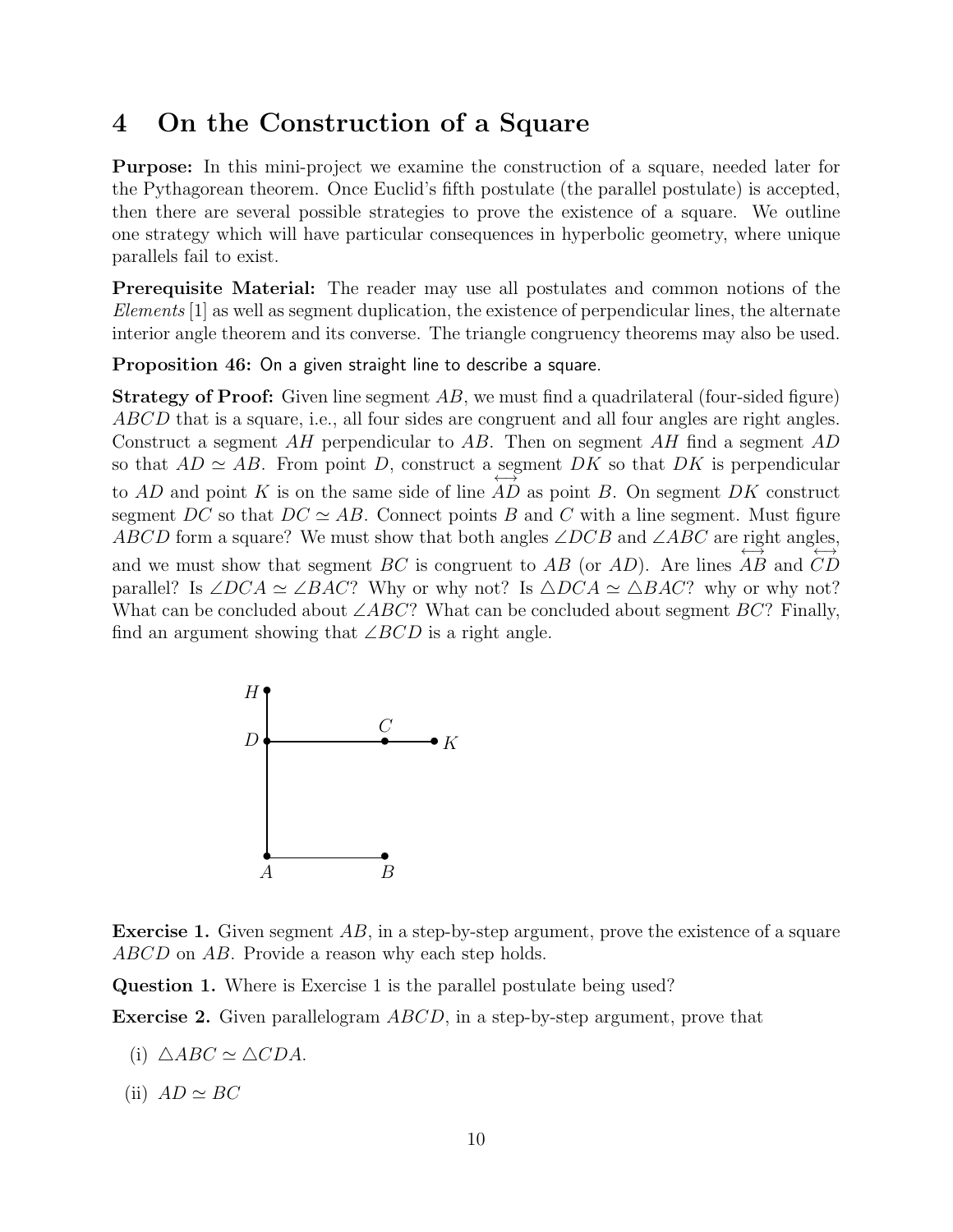## 4 On the Construction of a Square

**Purpose:** In this mini-project we examine the construction of a square, needed later for the Pythagorean theorem. Once Euclid's fifth postulate (the parallel postulate) is accepted, then there are several possible strategies to prove the existence of a square. We outline one strategy which will have particular consequences in hyperbolic geometry, where unique parallels fail to exist.

**Prerequisite Material:** The reader may use all postulates and common notions of the *Elements* [1] as well as segment duplication, the existence of perpendicular lines, the alternate interior angle theorem and its converse. The triangle congruency theorems may also be used.

**Proposition 46:** On a given straight line to describe a square.

**Strategy of Proof:** Given line segment $AB$, we must find a quadrilateral (four-sided figure) $ABCD$ that is a square, i.e., all four sides are congruent and all four angles are right angles. Construct a segment $AH$ perpendicular to $AB$. Then on segment $AH$ find a segment $AD$ so that $AD \simeq AB$. From point $D$, construct a segment $DK$ so that $DK$ is perpendicular to $AD$ and point $K$ is on the same side of line $\overleftrightarrow{AD}$ as point $B$. On segment $DK$ construct segment $DC$ so that $DC \simeq AB$. Connect points $B$ and $C$ with a line segment. Must figure $ABCD$ form a square? We must show that both angles $\angle DCB$ and $\angle ABC$ are right angles, and we must show that segment $BC$ is congruent to $AB$ (or $AD$). Are lines $\overleftrightarrow{AB}$ and $\overleftrightarrow{CD}$ parallel? Is $\angle DCA \simeq \angle BAC$? Why or why not? Is $\triangle DCA \simeq \triangle BAC$? why or why not? What can be concluded about $\angle ABC$? What can be concluded about segment $BC$? Finally, find an argument showing that $\angle BCD$ is a right angle.

**Exercise 1.** Given segment $AB$, in a step-by-step argument, prove the existence of a square $ABCD$ on $AB$. Provide a reason why each step holds.

**Question 1.** Where is Exercise 1 is the parallel postulate being used?

**Exercise 2.** Given parallelogram $ABCD$, in a step-by-step argument, prove that

(i) $\triangle ABC \simeq \triangle CDA$.

(ii) $AD \simeq BC$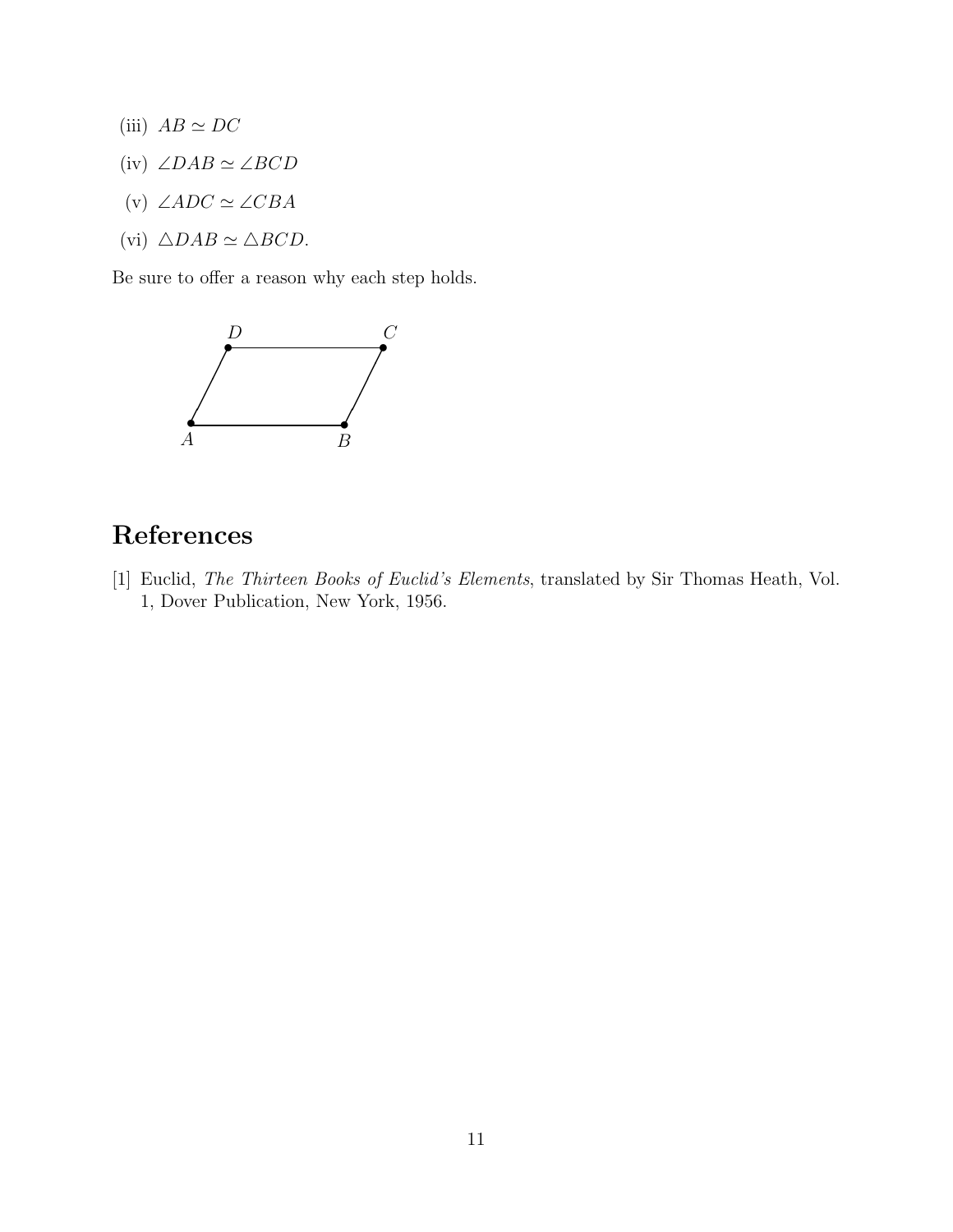(iii) $AB \simeq DC$

(iv) $\angle DAB \simeq \angle BCD$

(v) $\angle ADC \simeq \angle CBA$

(vi) $\triangle DAB \simeq \triangle BCD$.

Be sure to offer a reason why each step holds.

## References

[1] Euclid, *The Thirteen Books of Euclid's Elements*, translated by Sir Thomas Heath, Vol. 1, Dover Publication, New York, 1956.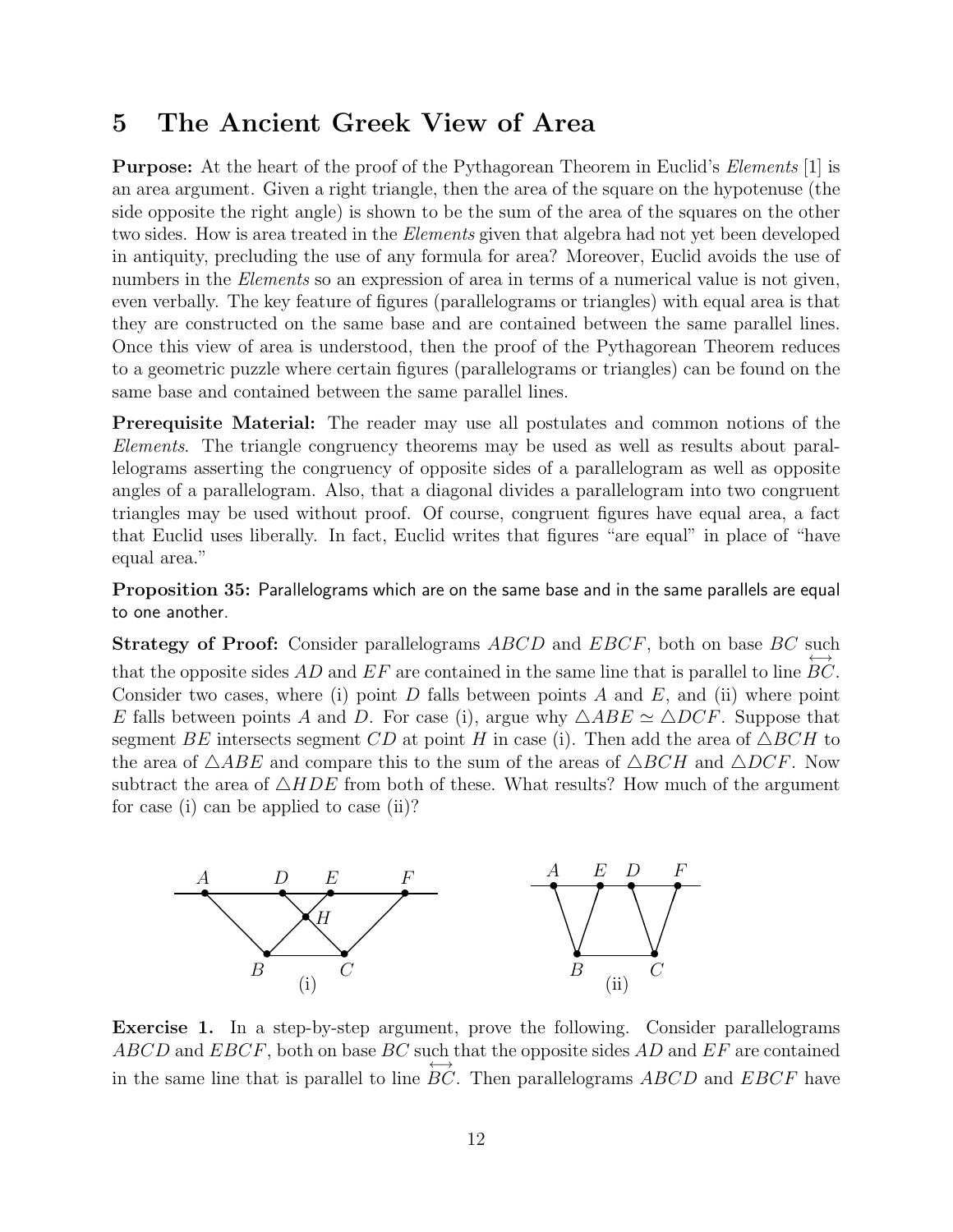## 5 The Ancient Greek View of Area

**Purpose:** At the heart of the proof of the Pythagorean Theorem in Euclid's *Elements* [1] is an area argument. Given a right triangle, then the area of the square on the hypotenuse (the side opposite the right angle) is shown to be the sum of the area of the squares on the other two sides. How is area treated in the *Elements* given that algebra had not yet been developed in antiquity, precluding the use of any formula for area? Moreover, Euclid avoids the use of numbers in the *Elements* so an expression of area in terms of a numerical value is not given, even verbally. The key feature of figures (parallelograms or triangles) with equal area is that they are constructed on the same base and are contained between the same parallel lines. Once this view of area is understood, then the proof of the Pythagorean Theorem reduces to a geometric puzzle where certain figures (parallelograms or triangles) can be found on the same base and contained between the same parallel lines.

**Prerequisite Material:** The reader may use all postulates and common notions of the *Elements*. The triangle congruency theorems may be used as well as results about parallelograms asserting the congruency of opposite sides of a parallelogram as well as opposite angles of a parallelogram. Also, that a diagonal divides a parallelogram into two congruent triangles may be used without proof. Of course, congruent figures have equal area, a fact that Euclid uses liberally. In fact, Euclid writes that figures "are equal" in place of "have equal area."

**Proposition 35:** Parallelograms which are on the same base and in the same parallels are equal to one another.

**Strategy of Proof:** Consider parallelograms $ABCD$ and $EBCF$, both on base $BC$ such that the opposite sides $AD$ and $EF$ are contained in the same line that is parallel to line $\overleftrightarrow{BC}$. Consider two cases, where (i) point $D$ falls between points $A$ and $E$, and (ii) where point $E$ falls between points $A$ and $D$. For case (i), argue why $\triangle ABE \simeq \triangle DCF$. Suppose that segment $BE$ intersects segment $CD$ at point $H$ in case (i). Then add the area of $\triangle BCH$ to the area of $\triangle ABE$ and compare this to the sum of the areas of $\triangle BCH$ and $\triangle DCF$. Now subtract the area of $\triangle HDE$ from both of these. What results? How much of the argument for case (i) can be applied to case (ii)?

(i) (ii)

**Exercise 1.** In a step-by-step argument, prove the following. Consider parallelograms $ABCD$ and $EBCF$, both on base $BC$ such that the opposite sides $AD$ and $EF$ are contained in the same line that is parallel to line $\overleftrightarrow{BC}$. Then parallelograms $ABCD$ and $EBCF$ have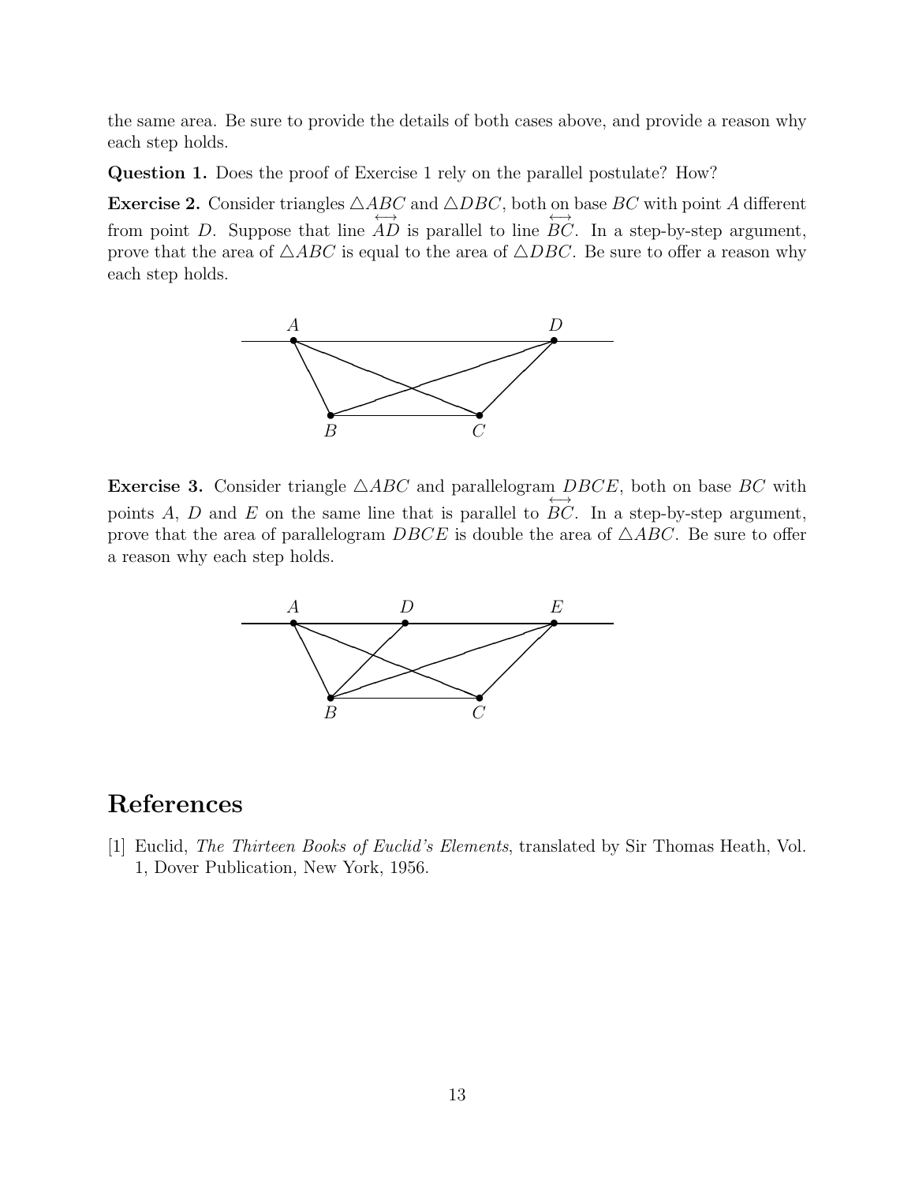the same area. Be sure to provide the details of both cases above, and provide a reason why each step holds.

**Question 1.** Does the proof of Exercise 1 rely on the parallel postulate? How?

**Exercise 2.** Consider triangles $\triangle ABC$ and $\triangle DBC$, both on base $BC$ with point $A$ different from point $D$. Suppose that line $\overleftrightarrow{AD}$ is parallel to line $\overleftrightarrow{BC}$. In a step-by-step argument, prove that the area of $\triangle ABC$ is equal to the area of $\triangle DBC$. Be sure to offer a reason why each step holds.

**Exercise 3.** Consider triangle $\triangle ABC$ and parallelogram $DBCE$, both on base $BC$ with points $A$, $D$ and $E$ on the same line that is parallel to $\overleftrightarrow{BC}$. In a step-by-step argument, prove that the area of parallelogram $DBCE$ is double the area of $\triangle ABC$. Be sure to offer a reason why each step holds.

# References

[1] Euclid, *The Thirteen Books of Euclid's Elements*, translated by Sir Thomas Heath, Vol. 1, Dover Publication, New York, 1956.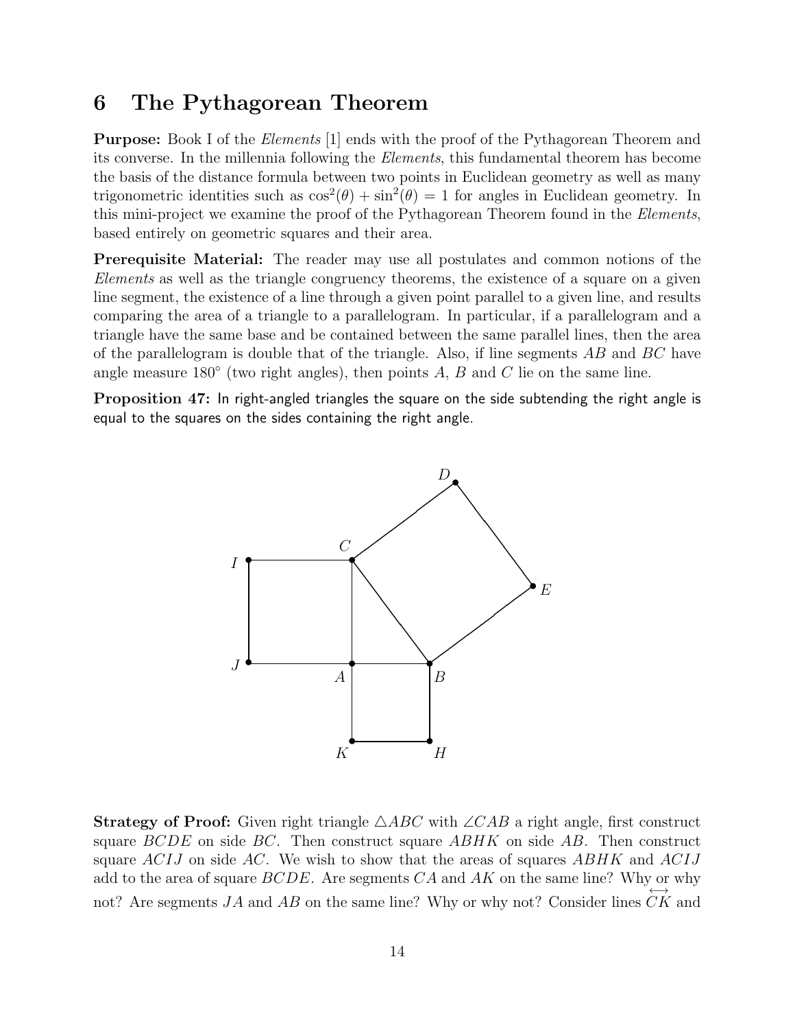## 6 The Pythagorean Theorem

**Purpose:** Book I of the *Elements* [1] ends with the proof of the Pythagorean Theorem and its converse. In the millennia following the *Elements*, this fundamental theorem has become the basis of the distance formula between two points in Euclidean geometry as well as many trigonometric identities such as $\cos^2(\theta) + \sin^2(\theta) = 1$ for angles in Euclidean geometry. In this mini-project we examine the proof of the Pythagorean Theorem found in the *Elements*, based entirely on geometric squares and their area.

**Prerequisite Material:** The reader may use all postulates and common notions of the *Elements* as well as the triangle congruency theorems, the existence of a square on a given line segment, the existence of a line through a given point parallel to a given line, and results comparing the area of a triangle to a parallelogram. In particular, if a parallelogram and a triangle have the same base and be contained between the same parallel lines, then the area of the parallelogram is double that of the triangle. Also, if line segments $AB$ and $BC$ have angle measure $180^\circ$ (two right angles), then points $A$, $B$ and $C$ lie on the same line.

**Proposition 47:** In right-angled triangles the square on the side subtending the right angle is equal to the squares on the sides containing the right angle.

**Strategy of Proof:** Given right triangle $\triangle ABC$ with $\angle CAB$ a right angle, first construct square $BCDE$ on side $BC$. Then construct square $ABHK$ on side $AB$. Then construct square $ACIJ$ on side $AC$. We wish to show that the areas of squares $ABHK$ and $ACIJ$ add to the area of square $BCDE$. Are segments $CA$ and $AK$ on the same line? Why or why not? Are segments $JA$ and $AB$ on the same line? Why or why not? Consider lines $\overleftrightarrow{CK}$ and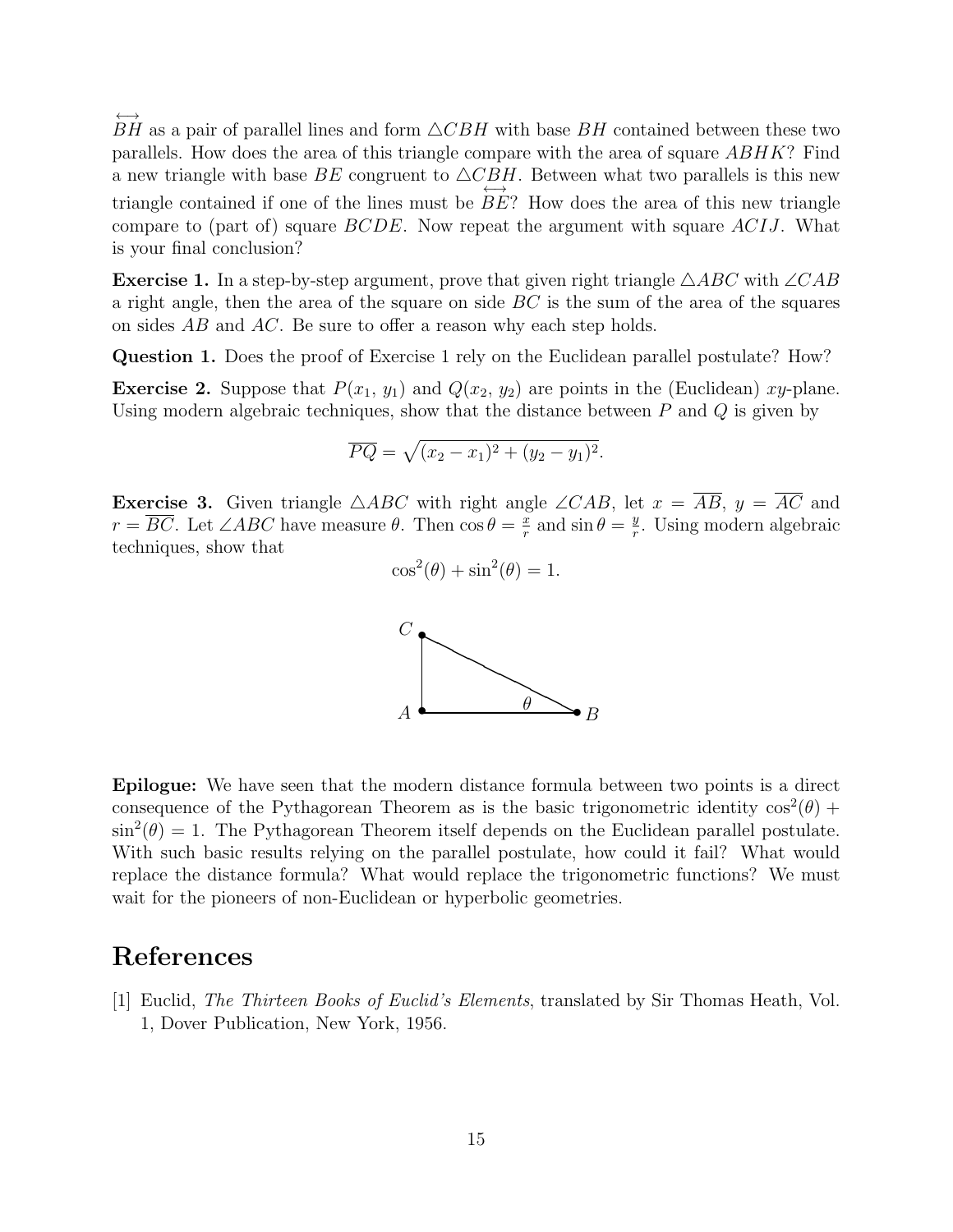$\overleftrightarrow{BH}$ as a pair of parallel lines and form $\triangle CBH$ with base $BH$ contained between these two parallels. How does the area of this triangle compare with the area of square $ABHK$? Find a new triangle with base $BE$ congruent to $\triangle CBH$. Between what two parallels is this new triangle contained if one of the lines must be $\overleftrightarrow{BE}$? How does the area of this new triangle compare to (part of) square $BCDE$. Now repeat the argument with square $ACIJ$. What is your final conclusion?

**Exercise 1.** In a step-by-step argument, prove that given right triangle $\triangle ABC$ with $\angle CAB$ a right angle, then the area of the square on side $BC$ is the sum of the area of the squares on sides $AB$ and $AC$. Be sure to offer a reason why each step holds.

**Question 1.** Does the proof of Exercise 1 rely on the Euclidean parallel postulate? How?

**Exercise 2.** Suppose that $P(x_1, y_1)$ and $Q(x_2, y_2)$ are points in the (Euclidean) $xy$-plane. Using modern algebraic techniques, show that the distance between $P$ and $Q$ is given by

$$\overline{PQ} = \sqrt{(x_2 - x_1)^2 + (y_2 - y_1)^2}.$$

**Exercise 3.** Given triangle $\triangle ABC$ with right angle $\angle CAB$, let $x = \overline{AB}$, $y = \overline{AC}$ and $r = \overline{BC}$. Let $\angle ABC$ have measure $\theta$. Then $\cos\theta = \frac{x}{r}$ and $\sin\theta = \frac{y}{r}$. Using modern algebraic techniques, show that

$$\cos^2(\theta) + \sin^2(\theta) = 1.$$

**Epilogue:** We have seen that the modern distance formula between two points is a direct consequence of the Pythagorean Theorem as is the basic trigonometric identity $\cos^2(\theta) + \sin^2(\theta) = 1$. The Pythagorean Theorem itself depends on the Euclidean parallel postulate. With such basic results relying on the parallel postulate, how could it fail? What would replace the distance formula? What would replace the trigonometric functions? We must wait for the pioneers of non-Euclidean or hyperbolic geometries.

# References

[1] Euclid, *The Thirteen Books of Euclid's Elements*, translated by Sir Thomas Heath, Vol. 1, Dover Publication, New York, 1956.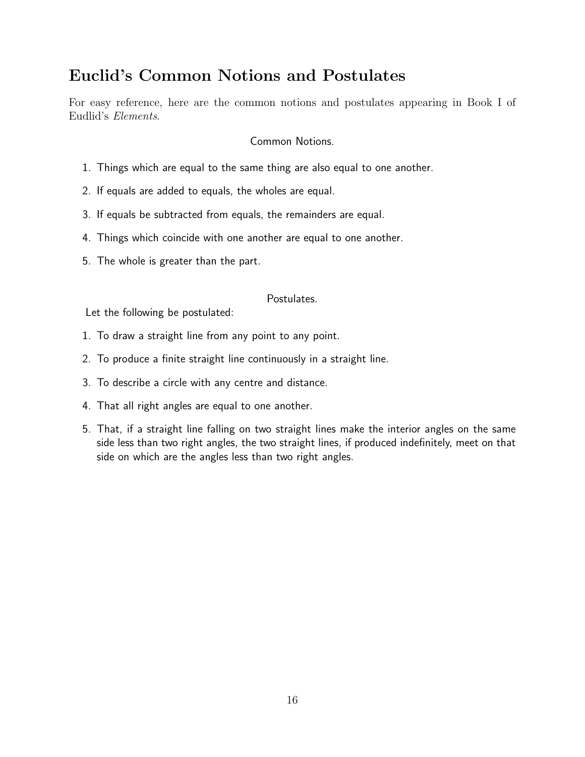## Euclid's Common Notions and Postulates

For easy reference, here are the common notions and postulates appearing in Book I of Eudlid's *Elements*.

Common Notions.

1. Things which are equal to the same thing are also equal to one another.
2. If equals are added to equals, the wholes are equal.
3. If equals be subtracted from equals, the remainders are equal.
4. Things which coincide with one another are equal to one another.
5. The whole is greater than the part.

Postulates.

Let the following be postulated:

1. To draw a straight line from any point to any point.
2. To produce a finite straight line continuously in a straight line.
3. To describe a circle with any centre and distance.
4. That all right angles are equal to one another.
5. That, if a straight line falling on two straight lines make the interior angles on the same side less than two right angles, the two straight lines, if produced indefinitely, meet on that side on which are the angles less than two right angles.